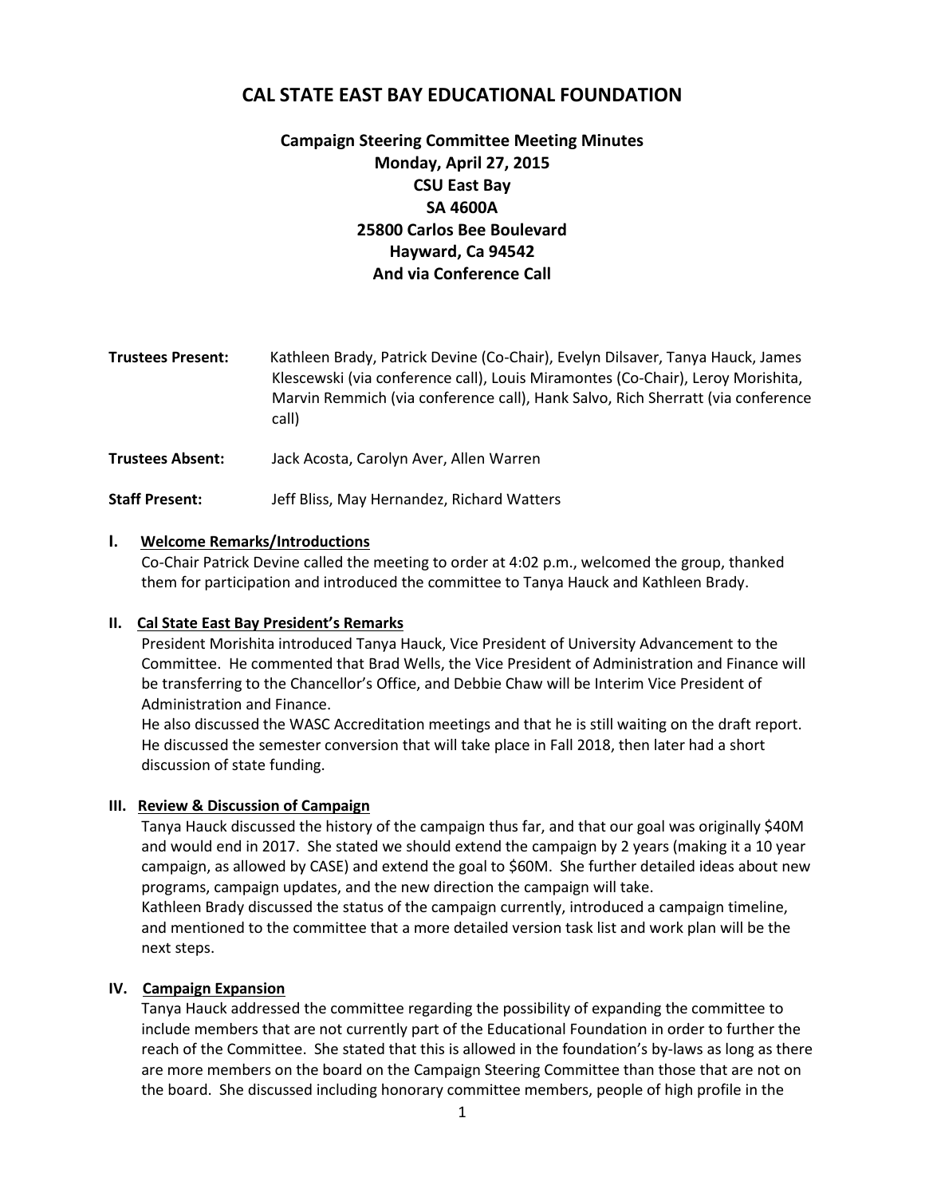# CAL STATE EAST BAY EDUCATIONAL FOUNDATION

**Campaign Steering Committee Meeting Minutes**
**Monday, April 27, 2015**
**CSU East Bay**
**SA 4600A**
**25800 Carlos Bee Boulevard**
**Hayward, Ca 94542**
**And via Conference Call**

**Trustees Present:** Kathleen Brady, Patrick Devine (Co-Chair), Evelyn Dilsaver, Tanya Hauck, James Klescewski (via conference call), Louis Miramontes (Co-Chair), Leroy Morishita, Marvin Remmich (via conference call), Hank Salvo, Rich Sherratt (via conference call)

**Trustees Absent:** Jack Acosta, Carolyn Aver, Allen Warren

**Staff Present:** Jeff Bliss, May Hernandez, Richard Watters

## I. Welcome Remarks/Introductions

Co-Chair Patrick Devine called the meeting to order at 4:02 p.m., welcomed the group, thanked them for participation and introduced the committee to Tanya Hauck and Kathleen Brady.

## II. Cal State East Bay President's Remarks

President Morishita introduced Tanya Hauck, Vice President of University Advancement to the Committee. He commented that Brad Wells, the Vice President of Administration and Finance will be transferring to the Chancellor's Office, and Debbie Chaw will be Interim Vice President of Administration and Finance.

He also discussed the WASC Accreditation meetings and that he is still waiting on the draft report. He discussed the semester conversion that will take place in Fall 2018, then later had a short discussion of state funding.

## III. Review & Discussion of Campaign

Tanya Hauck discussed the history of the campaign thus far, and that our goal was originally $40M and would end in 2017. She stated we should extend the campaign by 2 years (making it a 10 year campaign, as allowed by CASE) and extend the goal to $60M. She further detailed ideas about new programs, campaign updates, and the new direction the campaign will take.

Kathleen Brady discussed the status of the campaign currently, introduced a campaign timeline, and mentioned to the committee that a more detailed version task list and work plan will be the next steps.

## IV. Campaign Expansion

Tanya Hauck addressed the committee regarding the possibility of expanding the committee to include members that are not currently part of the Educational Foundation in order to further the reach of the Committee. She stated that this is allowed in the foundation's by-laws as long as there are more members on the board on the Campaign Steering Committee than those that are not on the board. She discussed including honorary committee members, people of high profile in the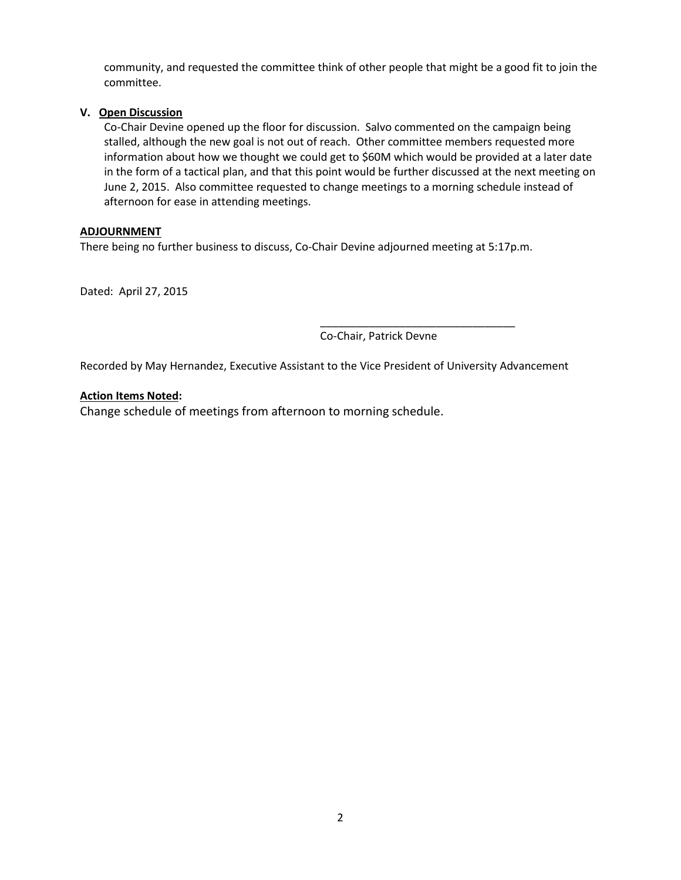community, and requested the committee think of other people that might be a good fit to join the committee.

**V. Open Discussion**

Co-Chair Devine opened up the floor for discussion. Salvo commented on the campaign being stalled, although the new goal is not out of reach. Other committee members requested more information about how we thought we could get to $60M which would be provided at a later date in the form of a tactical plan, and that this point would be further discussed at the next meeting on June 2, 2015. Also committee requested to change meetings to a morning schedule instead of afternoon for ease in attending meetings.

**ADJOURNMENT**

There being no further business to discuss, Co-Chair Devine adjourned meeting at 5:17p.m.

Dated: April 27, 2015

\_\_\_\_\_\_\_\_\_\_\_\_\_\_\_\_\_\_\_\_\_\_\_\_\_\_\_\_\_\_\_\_

Co-Chair, Patrick Devne

Recorded by May Hernandez, Executive Assistant to the Vice President of University Advancement

**Action Items Noted:**

Change schedule of meetings from afternoon to morning schedule.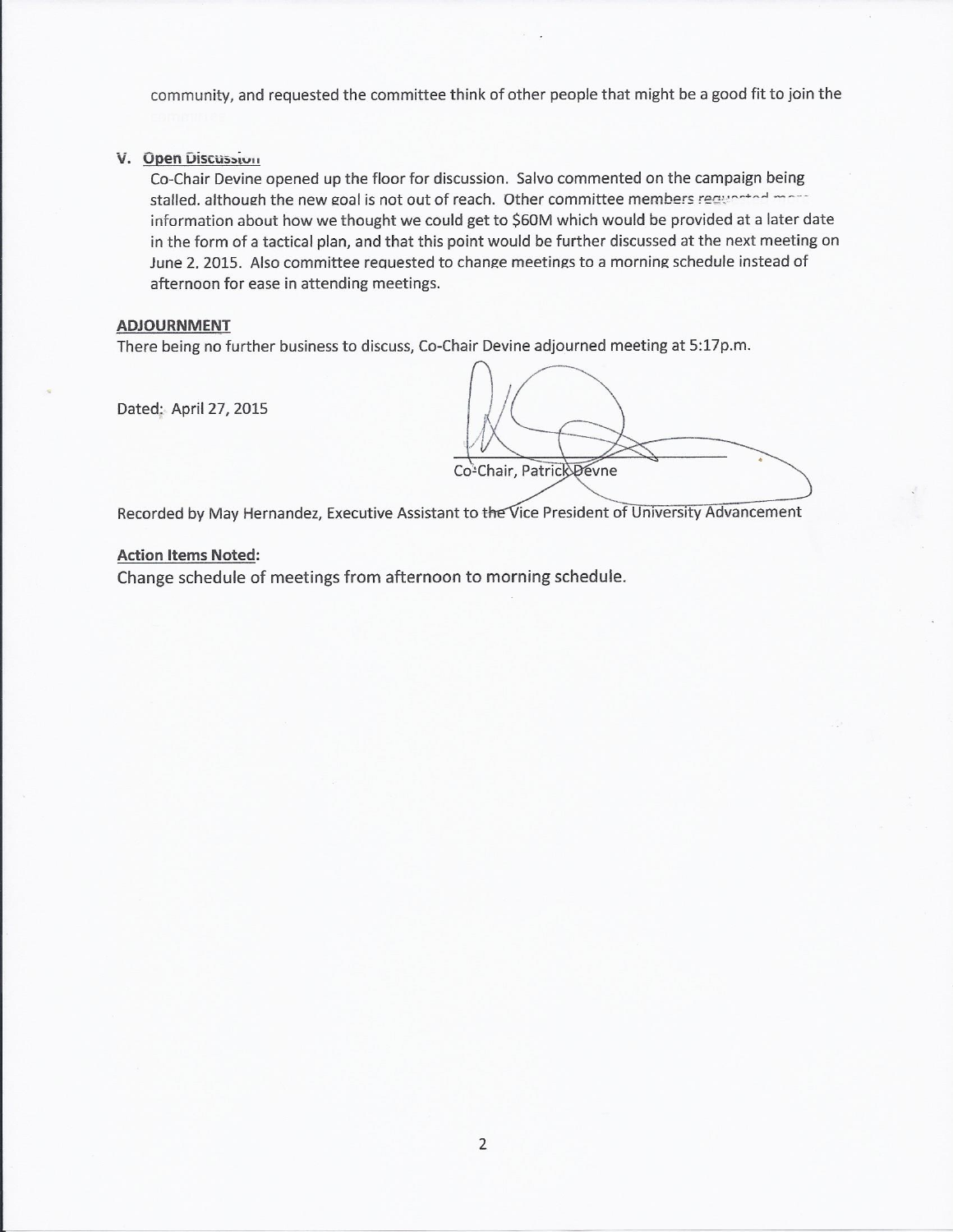community, and requested the committee think of other people that might be a good fit to join the committee.

**V. Open Discussion**

Co-Chair Devine opened up the floor for discussion. Salvo commented on the campaign being stalled, although the new goal is not out of reach. Other committee members requested more information about how we thought we could get to $60M which would be provided at a later date in the form of a tactical plan, and that this point would be further discussed at the next meeting on June 2, 2015. Also committee requested to change meetings to a morning schedule instead of afternoon for ease in attending meetings.

**ADJOURNMENT**

There being no further business to discuss, Co-Chair Devine adjourned meeting at 5:17p.m.

Dated: April 27, 2015

Co-Chair, Patrick Devne

Recorded by May Hernandez, Executive Assistant to the Vice President of University Advancement

**Action Items Noted:**

Change schedule of meetings from afternoon to morning schedule.